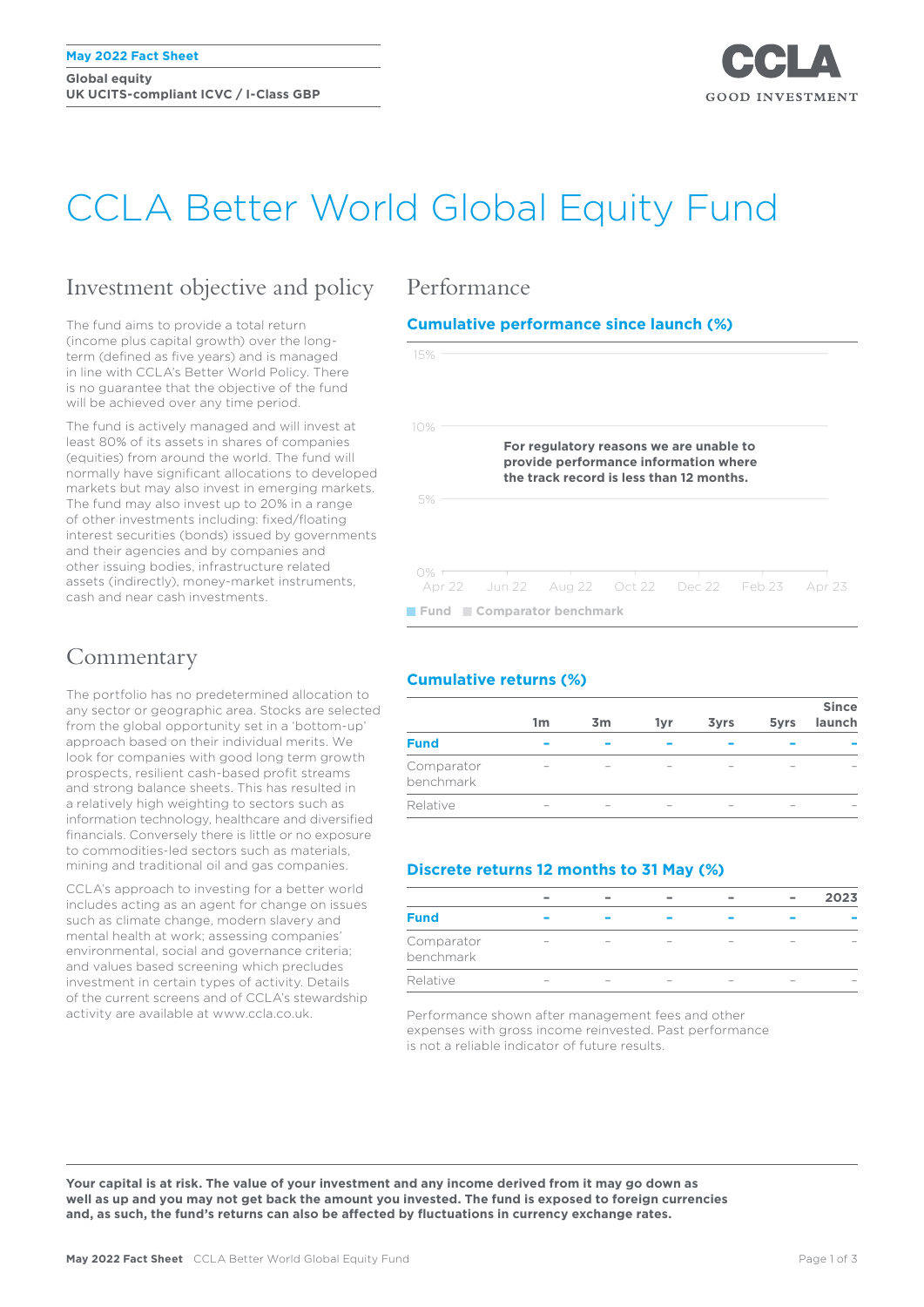May 2022 Fact Sheet

Global equity
UK UCITS-compliant ICVC / I-Class GBP

CCLA
GOOD INVESTMENT

# CCLA Better World Global Equity Fund

## Investment objective and policy

The fund aims to provide a total return (income plus capital growth) over the long-term (defined as five years) and is managed in line with CCLA's Better World Policy. There is no guarantee that the objective of the fund will be achieved over any time period.

The fund is actively managed and will invest at least 80% of its assets in shares of companies (equities) from around the world. The fund will normally have significant allocations to developed markets but may also invest in emerging markets. The fund may also invest up to 20% in a range of other investments including: fixed/floating interest securities (bonds) issued by governments and their agencies and by companies and other issuing bodies, infrastructure related assets (indirectly), money-market instruments, cash and near cash investments.

## Commentary

The portfolio has no predetermined allocation to any sector or geographic area. Stocks are selected from the global opportunity set in a 'bottom-up' approach based on their individual merits. We look for companies with good long term growth prospects, resilient cash-based profit streams and strong balance sheets. This has resulted in a relatively high weighting to sectors such as information technology, healthcare and diversified financials. Conversely there is little or no exposure to commodities-led sectors such as materials, mining and traditional oil and gas companies.

CCLA's approach to investing for a better world includes acting as an agent for change on issues such as climate change, modern slavery and mental health at work; assessing companies' environmental, social and governance criteria; and values based screening which precludes investment in certain types of activity. Details of the current screens and of CCLA's stewardship activity are available at www.ccla.co.uk.

## Performance

### Cumulative performance since launch (%)

**For regulatory reasons we are unable to provide performance information where the track record is less than 12 months.**

| 15% |
|---|
| 10% |
| 5% |
| 0% |

Apr 22 · Jun 22 · Aug 22 · Oct 22 · Dec 22 · Feb 23 · Apr 23

Fund · Comparator benchmark

### Cumulative returns (%)

| | 1m | 3m | 1yr | 3yrs | 5yrs | Since launch |
|---|---|---|---|---|---|---|
| **Fund** | – | – | – | – | – | – |
| Comparator benchmark | – | – | – | – | – | – |
| Relative | – | – | – | – | – | – |

### Discrete returns 12 months to 31 May (%)

| | – | – | – | – | – | 2023 |
|---|---|---|---|---|---|---|
| **Fund** | – | – | – | – | – | – |
| Comparator benchmark | – | – | – | – | – | – |
| Relative | – | – | – | – | – | – |

Performance shown after management fees and other expenses with gross income reinvested. Past performance is not a reliable indicator of future results.

**Your capital is at risk. The value of your investment and any income derived from it may go down as well as up and you may not get back the amount you invested. The fund is exposed to foreign currencies and, as such, the fund's returns can also be affected by fluctuations in currency exchange rates.**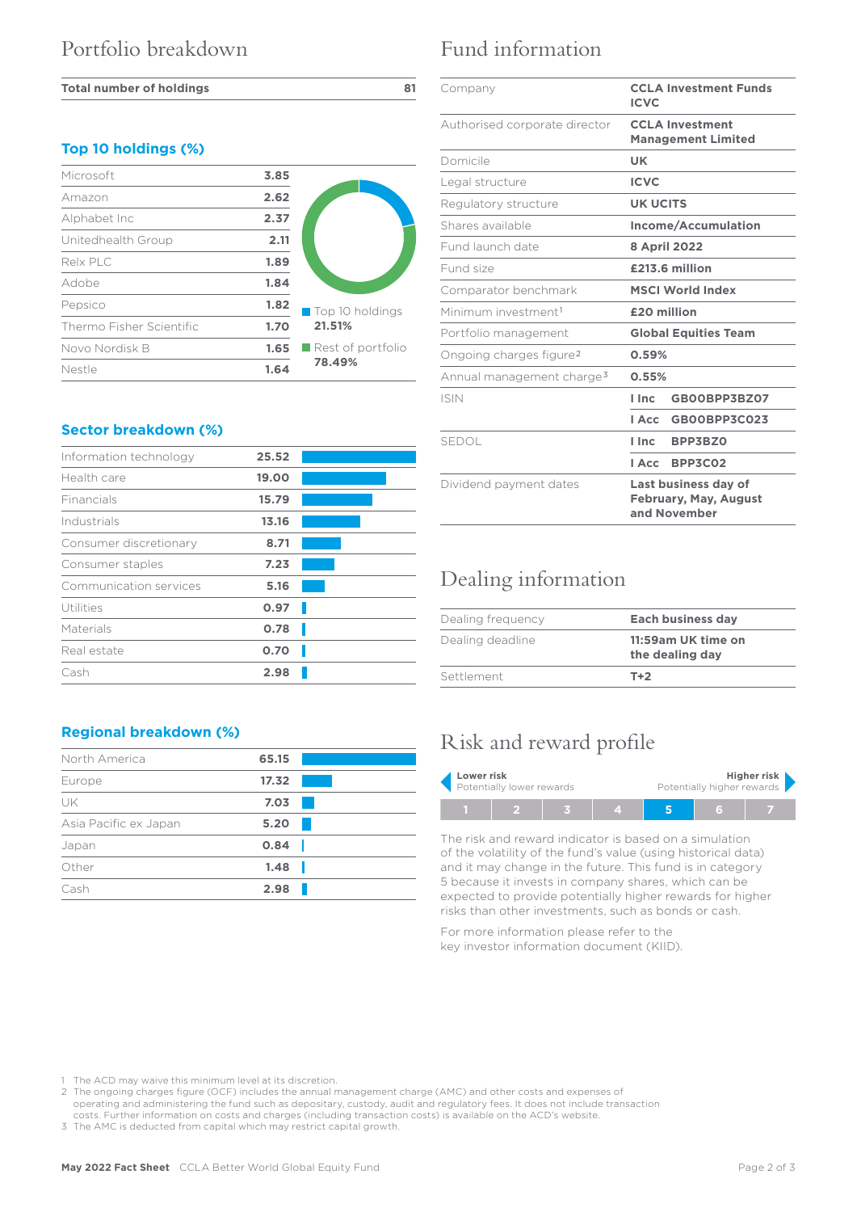## Portfolio breakdown

| Total number of holdings | 81 |
|---|---|

### Top 10 holdings (%)

| Holding | % |
|---|---|
| Microsoft | 3.85 |
| Amazon | 2.62 |
| Alphabet Inc | 2.37 |
| Unitedhealth Group | 2.11 |
| Relx PLC | 1.89 |
| Adobe | 1.84 |
| Pepsico | 1.82 |
| Thermo Fisher Scientific | 1.70 |
| Novo Nordisk B | 1.65 |
| Nestle | 1.64 |

Top 10 holdings **21.51%**

Rest of portfolio **78.49%**

### Sector breakdown (%)

| Sector | % |
|---|---|
| Information technology | 25.52 |
| Health care | 19.00 |
| Financials | 15.79 |
| Industrials | 13.16 |
| Consumer discretionary | 8.71 |
| Consumer staples | 7.23 |
| Communication services | 5.16 |
| Utilities | 0.97 |
| Materials | 0.78 |
| Real estate | 0.70 |
| Cash | 2.98 |

### Regional breakdown (%)

| Region | % |
|---|---|
| North America | 65.15 |
| Europe | 17.32 |
| UK | 7.03 |
| Asia Pacific ex Japan | 5.20 |
| Japan | 0.84 |
| Other | 1.48 |
| Cash | 2.98 |

## Fund information

| | |
|---|---|
| Company | **CCLA Investment Funds ICVC** |
| Authorised corporate director | **CCLA Investment Management Limited** |
| Domicile | **UK** |
| Legal structure | **ICVC** |
| Regulatory structure | **UK UCITS** |
| Shares available | **Income/Accumulation** |
| Fund launch date | **8 April 2022** |
| Fund size | **£213.6 million** |
| Comparator benchmark | **MSCI World Index** |
| Minimum investment[1] | **£20 million** |
| Portfolio management | **Global Equities Team** |
| Ongoing charges figure[2] | **0.59%** |
| Annual management charge[3] | **0.55%** |
| ISIN | **I Inc GB00BPP3BZ07** |
| | **I Acc GB00BPP3C023** |
| SEDOL | **I Inc BPP3BZ0** |
| | **I Acc BPP3C02** |
| Dividend payment dates | **Last business day of February, May, August and November** |

## Dealing information

| | |
|---|---|
| Dealing frequency | **Each business day** |
| Dealing deadline | **11:59am UK time on the dealing day** |
| Settlement | **T+2** |

## Risk and reward profile

**Lower risk** Potentially lower rewards — **Higher risk** Potentially higher rewards

| 1 | 2 | 3 | 4 | **5** | 6 | 7 |
|---|---|---|---|---|---|---|

The risk and reward indicator is based on a simulation of the volatility of the fund's value (using historical data) and it may change in the future. This fund is in category 5 because it invests in company shares, which can be expected to provide potentially higher rewards for higher risks than other investments, such as bonds or cash.

For more information please refer to the key investor information document (KIID).

1 The ACD may waive this minimum level at its discretion.
2 The ongoing charges figure (OCF) includes the annual management charge (AMC) and other costs and expenses of operating and administering the fund such as depositary, custody, audit and regulatory fees. It does not include transaction costs. Further information on costs and charges (including transaction costs) is available on the ACD's website.
3 The AMC is deducted from capital which may restrict capital growth.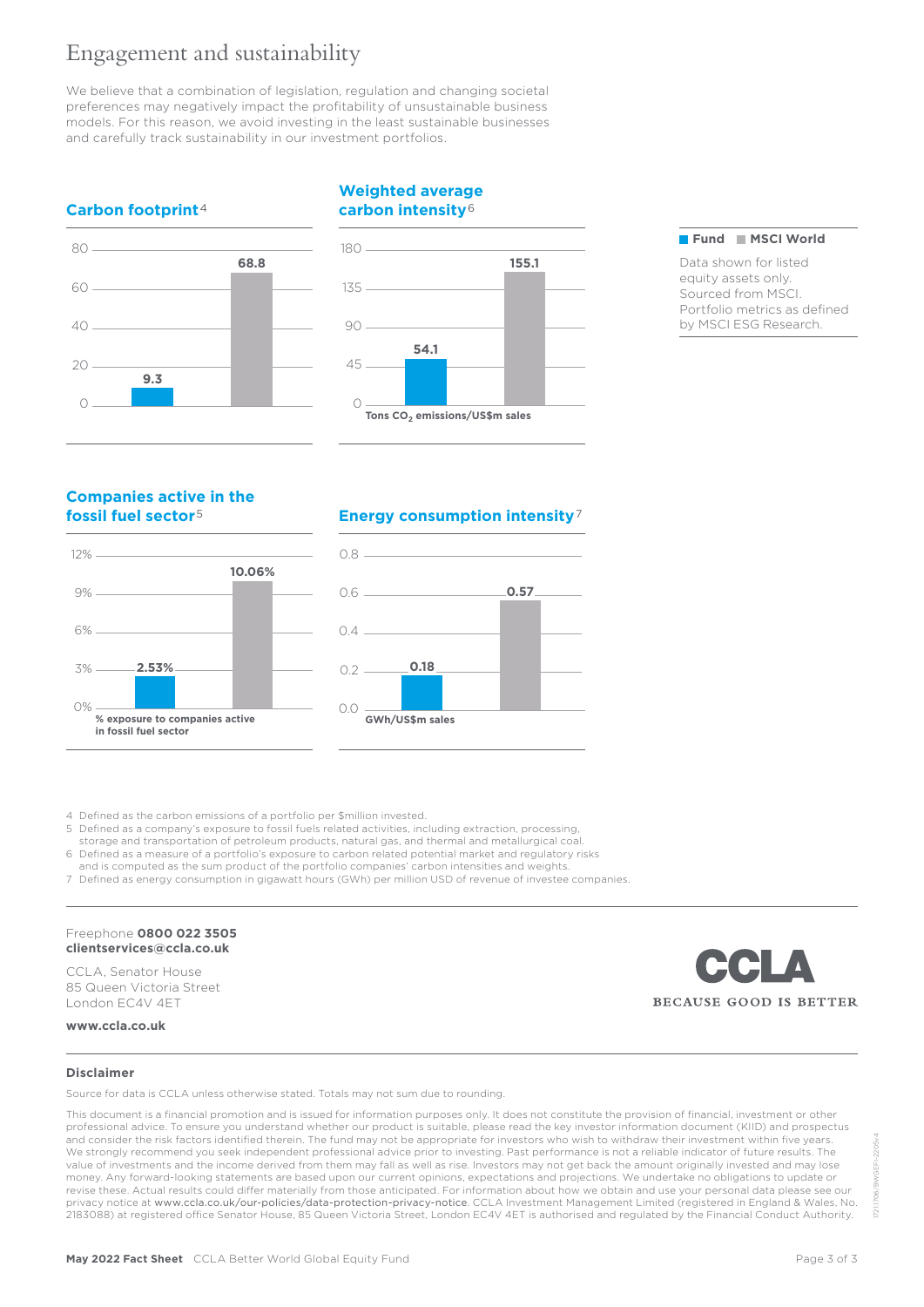# Engagement and sustainability

We believe that a combination of legislation, regulation and changing societal preferences may negatively impact the profitability of unsustainable business models. For this reason, we avoid investing in the least sustainable businesses and carefully track sustainability in our investment portfolios.

### Carbon footprint[4]

80
60
40
20
0
9.3
68.8

### Weighted average carbon intensity[6]

180
135
90
45
0
54.1
155.1
Tons $CO_2$ emissions/US$m sales

Fund | MSCI World

Data shown for listed equity assets only. Sourced from MSCI. Portfolio metrics as defined by MSCI ESG Research.

### Companies active in the fossil fuel sector[5]

12%
9%
6%
3%
0%
2.53%
10.06%
% exposure to companies active in fossil fuel sector

### Energy consumption intensity[7]

0.8
0.6
0.4
0.2
0.0
0.18
0.57
GWh/US$m sales

4 Defined as the carbon emissions of a portfolio per $million invested.
5 Defined as a company's exposure to fossil fuels related activities, including extraction, processing, storage and transportation of petroleum products, natural gas, and thermal and metallurgical coal.
6 Defined as a measure of a portfolio's exposure to carbon related potential market and regulatory risks and is computed as the sum product of the portfolio companies' carbon intensities and weights.
7 Defined as energy consumption in gigawatt hours (GWh) per million USD of revenue of investee companies.

Freephone **0800 022 3505**
**clientservices@ccla.co.uk**

CCLA, Senator House
85 Queen Victoria Street
London EC4V 4ET

**www.ccla.co.uk**

CCLA
BECAUSE GOOD IS BETTER

**Disclaimer**

Source for data is CCLA unless otherwise stated. Totals may not sum due to rounding.

This document is a financial promotion and is issued for information purposes only. It does not constitute the provision of financial, investment or other professional advice. To ensure you understand whether our product is suitable, please read the key investor information document (KIID) and prospectus and consider the risk factors identified therein. The fund may not be appropriate for investors who wish to withdraw their investment within five years. We strongly recommend you seek independent professional advice prior to investing. Past performance is not a reliable indicator of future results. The value of investments and the income derived from them may fall as well as rise. Investors may not get back the amount originally invested and may lose money. Any forward-looking statements are based upon our current opinions, expectations and projections. We undertake no obligations to update or revise these. Actual results could differ materially from those anticipated. For information about how we obtain and use your personal data please see our privacy notice at www.ccla.co.uk/our-policies/data-protection-privacy-notice. CCLA Investment Management Limited (registered in England & Wales, No. 2183088) at registered office Senator House, 85 Queen Victoria Street, London EC4V 4ET is authorised and regulated by the Financial Conduct Authority.

**May 2022 Fact Sheet** CCLA Better World Global Equity Fund